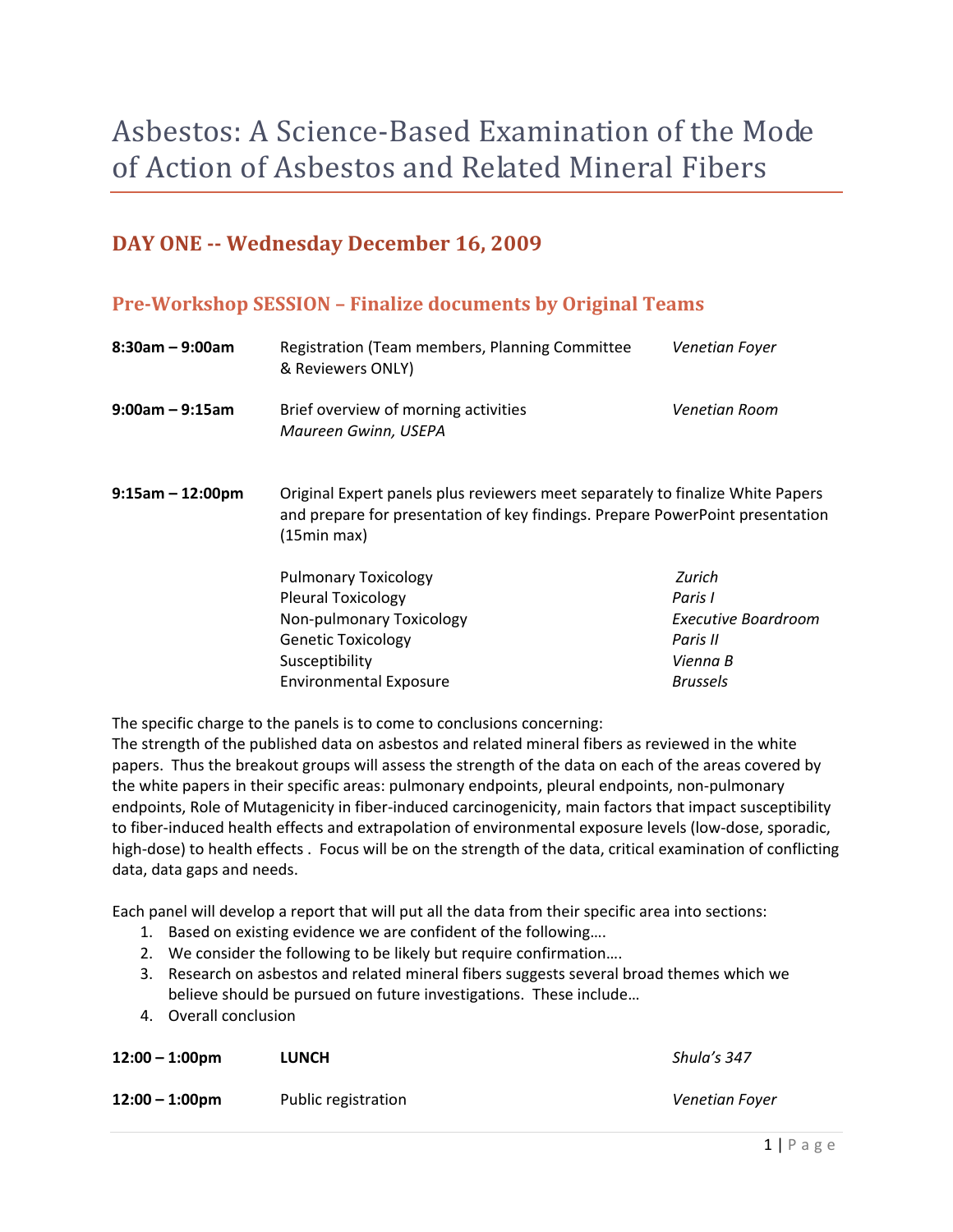# Asbestos: A Science-Based Examination of the Mode of Action of Asbestos and Related Mineral Fibers

## DAY ONE -- Wednesday December 16, 2009

### Pre-Workshop SESSION – Finalize documents by Original Teams

**8:30am – 9:00am** Registration (Team members, Planning Committee & Reviewers ONLY) — *Venetian Foyer*

**9:00am – 9:15am** Brief overview of morning activities — *Venetian Room*
*Maureen Gwinn, USEPA*

**9:15am – 12:00pm** Original Expert panels plus reviewers meet separately to finalize White Papers and prepare for presentation of key findings. Prepare PowerPoint presentation (15min max)

| Panel | Room |
|---|---|
| Pulmonary Toxicology | *Zurich* |
| Pleural Toxicology | *Paris I* |
| Non-pulmonary Toxicology | *Executive Boardroom* |
| Genetic Toxicology | *Paris II* |
| Susceptibility | *Vienna B* |
| Environmental Exposure | *Brussels* |

The specific charge to the panels is to come to conclusions concerning:
The strength of the published data on asbestos and related mineral fibers as reviewed in the white papers. Thus the breakout groups will assess the strength of the data on each of the areas covered by the white papers in their specific areas: pulmonary endpoints, pleural endpoints, non-pulmonary endpoints, Role of Mutagenicity in fiber-induced carcinogenicity, main factors that impact susceptibility to fiber-induced health effects and extrapolation of environmental exposure levels (low-dose, sporadic, high-dose) to health effects . Focus will be on the strength of the data, critical examination of conflicting data, data gaps and needs.

Each panel will develop a report that will put all the data from their specific area into sections:

1. Based on existing evidence we are confident of the following….
2. We consider the following to be likely but require confirmation….
3. Research on asbestos and related mineral fibers suggests several broad themes which we believe should be pursued on future investigations. These include…
4. Overall conclusion

**12:00 – 1:00pm** **LUNCH** — *Shula's 347*

**12:00 – 1:00pm** Public registration — *Venetian Foyer*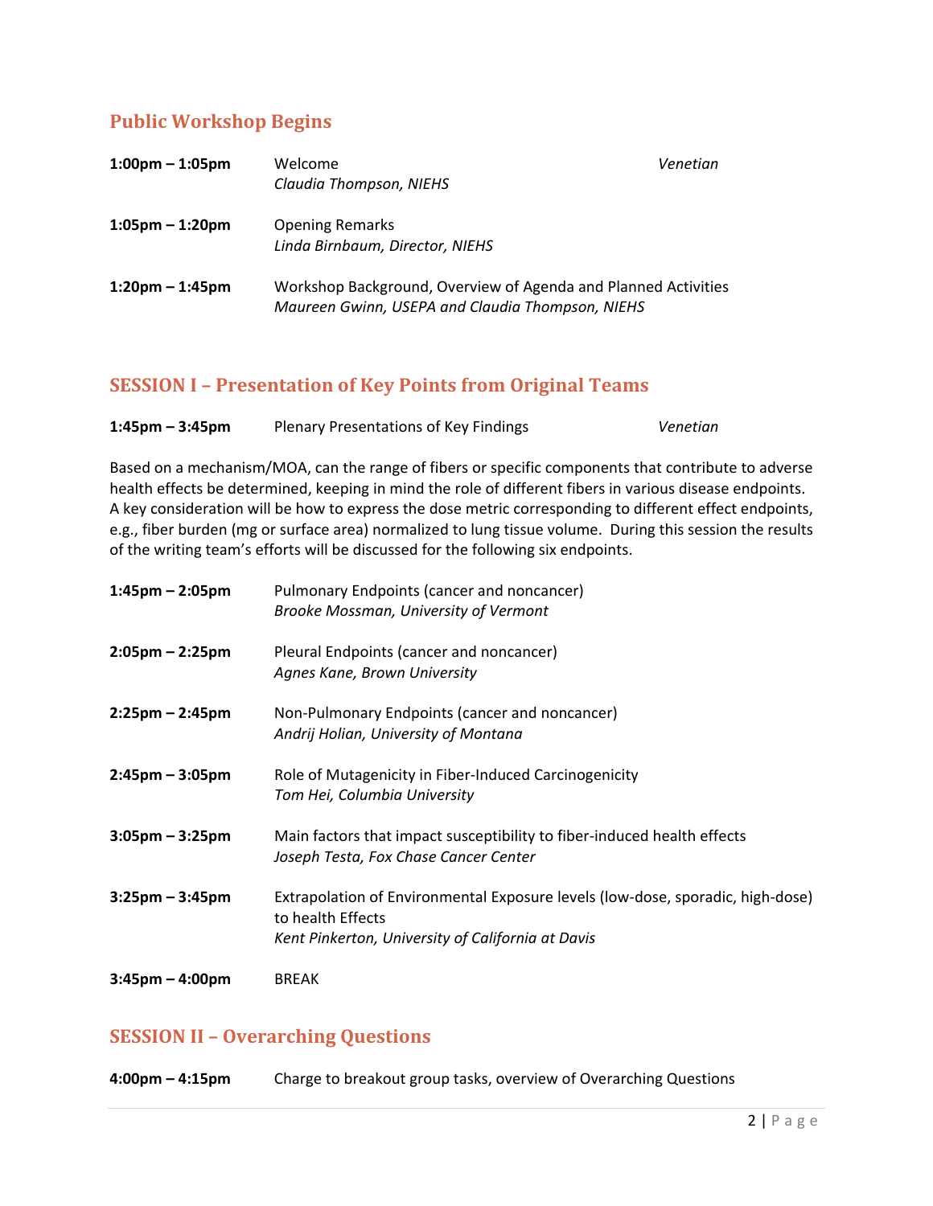## Public Workshop Begins

**1:00pm – 1:05pm** Welcome *Venetian*
*Claudia Thompson, NIEHS*

**1:05pm – 1:20pm** Opening Remarks
*Linda Birnbaum, Director, NIEHS*

**1:20pm – 1:45pm** Workshop Background, Overview of Agenda and Planned Activities
*Maureen Gwinn, USEPA and Claudia Thompson, NIEHS*

## SESSION I – Presentation of Key Points from Original Teams

**1:45pm – 3:45pm** Plenary Presentations of Key Findings *Venetian*

Based on a mechanism/MOA, can the range of fibers or specific components that contribute to adverse health effects be determined, keeping in mind the role of different fibers in various disease endpoints. A key consideration will be how to express the dose metric corresponding to different effect endpoints, e.g., fiber burden (mg or surface area) normalized to lung tissue volume. During this session the results of the writing team's efforts will be discussed for the following six endpoints.

**1:45pm – 2:05pm** Pulmonary Endpoints (cancer and noncancer)
*Brooke Mossman, University of Vermont*

**2:05pm – 2:25pm** Pleural Endpoints (cancer and noncancer)
*Agnes Kane, Brown University*

**2:25pm – 2:45pm** Non-Pulmonary Endpoints (cancer and noncancer)
*Andrij Holian, University of Montana*

**2:45pm – 3:05pm** Role of Mutagenicity in Fiber-Induced Carcinogenicity
*Tom Hei, Columbia University*

**3:05pm – 3:25pm** Main factors that impact susceptibility to fiber-induced health effects
*Joseph Testa, Fox Chase Cancer Center*

**3:25pm – 3:45pm** Extrapolation of Environmental Exposure levels (low-dose, sporadic, high-dose) to health Effects
*Kent Pinkerton, University of California at Davis*

**3:45pm – 4:00pm** BREAK

## SESSION II – Overarching Questions

**4:00pm – 4:15pm** Charge to breakout group tasks, overview of Overarching Questions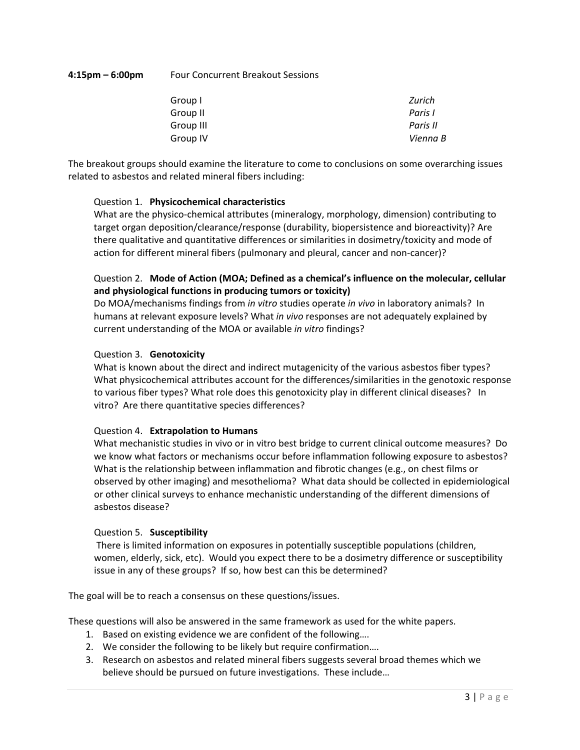**4:15pm – 6:00pm** Four Concurrent Breakout Sessions

| | |
|---|---|
| Group I | *Zurich* |
| Group II | *Paris I* |
| Group III | *Paris II* |
| Group IV | *Vienna B* |

The breakout groups should examine the literature to come to conclusions on some overarching issues related to asbestos and related mineral fibers including:

Question 1. **Physicochemical characteristics**
What are the physico-chemical attributes (mineralogy, morphology, dimension) contributing to target organ deposition/clearance/response (durability, biopersistence and bioreactivity)? Are there qualitative and quantitative differences or similarities in dosimetry/toxicity and mode of action for different mineral fibers (pulmonary and pleural, cancer and non-cancer)?

Question 2. **Mode of Action (MOA; Defined as a chemical's influence on the molecular, cellular and physiological functions in producing tumors or toxicity)**
Do MOA/mechanisms findings from *in vitro* studies operate *in vivo* in laboratory animals? In humans at relevant exposure levels? What *in vivo* responses are not adequately explained by current understanding of the MOA or available *in vitro* findings?

Question 3. **Genotoxicity**
What is known about the direct and indirect mutagenicity of the various asbestos fiber types? What physicochemical attributes account for the differences/similarities in the genotoxic response to various fiber types? What role does this genotoxicity play in different clinical diseases? In vitro? Are there quantitative species differences?

Question 4. **Extrapolation to Humans**
What mechanistic studies in vivo or in vitro best bridge to current clinical outcome measures? Do we know what factors or mechanisms occur before inflammation following exposure to asbestos? What is the relationship between inflammation and fibrotic changes (e.g., on chest films or observed by other imaging) and mesothelioma? What data should be collected in epidemiological or other clinical surveys to enhance mechanistic understanding of the different dimensions of asbestos disease?

Question 5. **Susceptibility**
There is limited information on exposures in potentially susceptible populations (children, women, elderly, sick, etc). Would you expect there to be a dosimetry difference or susceptibility issue in any of these groups? If so, how best can this be determined?

The goal will be to reach a consensus on these questions/issues.

These questions will also be answered in the same framework as used for the white papers.

1. Based on existing evidence we are confident of the following….
2. We consider the following to be likely but require confirmation….
3. Research on asbestos and related mineral fibers suggests several broad themes which we believe should be pursued on future investigations. These include…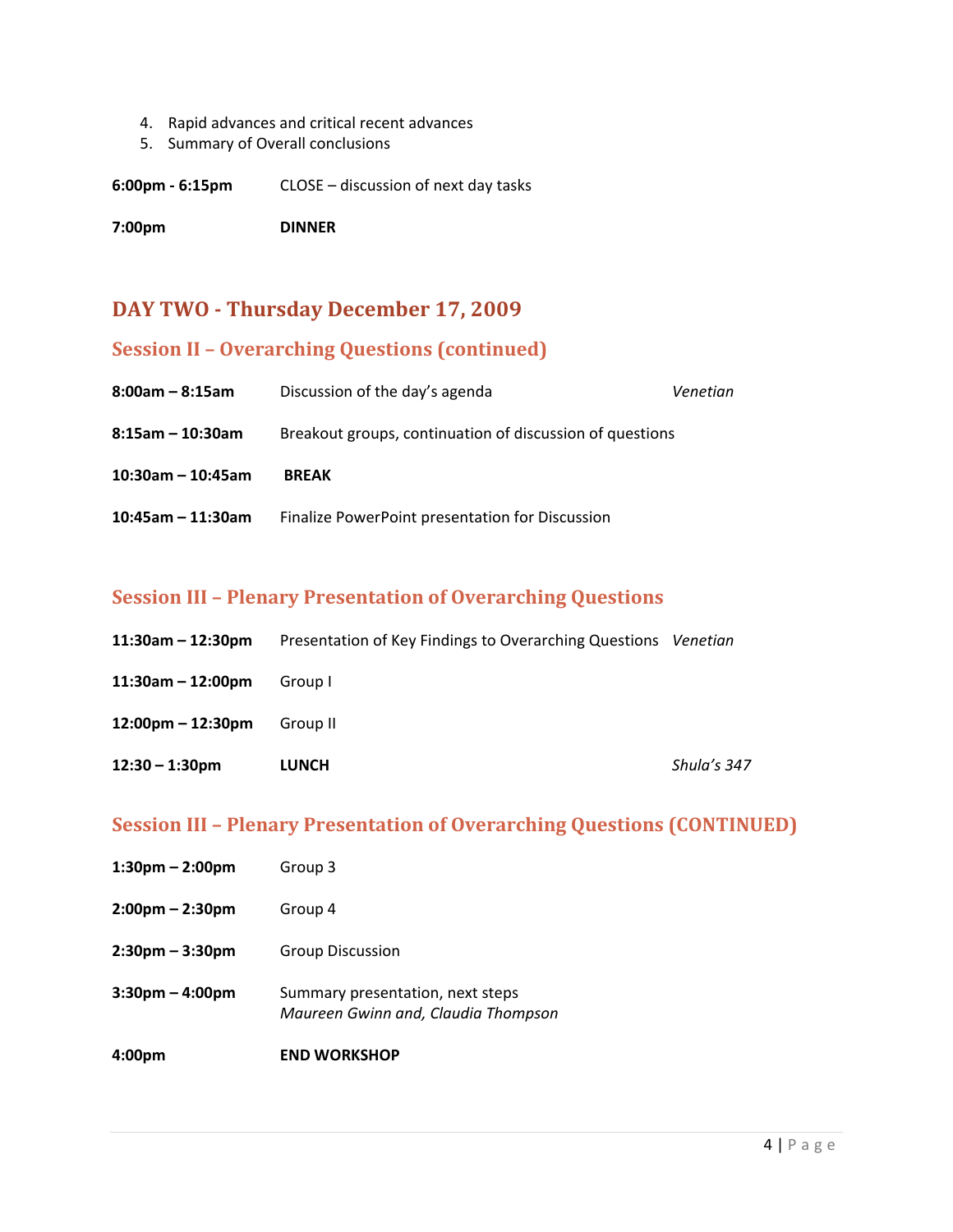4. Rapid advances and critical recent advances
5. Summary of Overall conclusions

| | | |
|---|---|---|
| **6:00pm - 6:15pm** | CLOSE – discussion of next day tasks | |
| **7:00pm** | **DINNER** | |

## DAY TWO - Thursday December 17, 2009

### Session II – Overarching Questions (continued)

| | | |
|---|---|---|
| **8:00am – 8:15am** | Discussion of the day's agenda | *Venetian* |
| **8:15am – 10:30am** | Breakout groups, continuation of discussion of questions | |
| **10:30am – 10:45am** | **BREAK** | |
| **10:45am – 11:30am** | Finalize PowerPoint presentation for Discussion | |

### Session III – Plenary Presentation of Overarching Questions

| | | |
|---|---|---|
| **11:30am – 12:30pm** | Presentation of Key Findings to Overarching Questions | *Venetian* |
| **11:30am – 12:00pm** | Group I | |
| **12:00pm – 12:30pm** | Group II | |
| **12:30 – 1:30pm** | **LUNCH** | *Shula's 347* |

### Session III – Plenary Presentation of Overarching Questions (CONTINUED)

| | |
|---|---|
| **1:30pm – 2:00pm** | Group 3 |
| **2:00pm – 2:30pm** | Group 4 |
| **2:30pm – 3:30pm** | Group Discussion |
| **3:30pm – 4:00pm** | Summary presentation, next steps<br>*Maureen Gwinn and, Claudia Thompson* |
| **4:00pm** | **END WORKSHOP** |